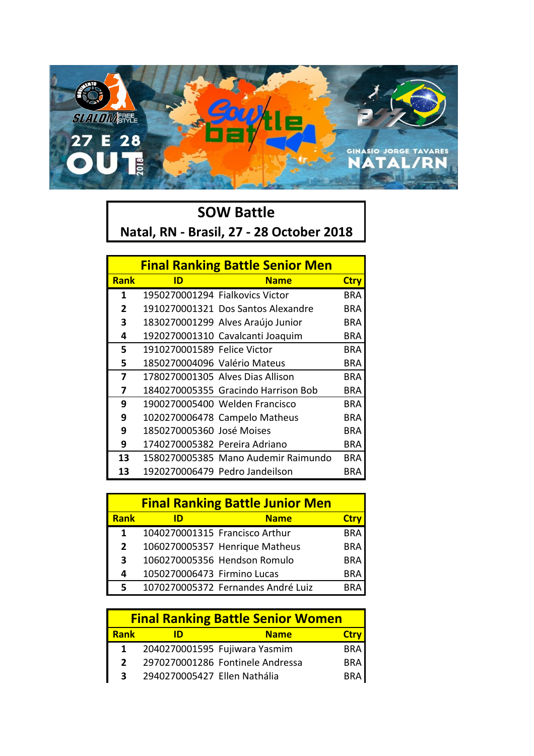# SOW Battle

## Natal, RN - Brasil, 27 - 28 October 2018

### Final Ranking Battle Senior Men

| Rank | ID | Name | Ctry |
|---|---|---|---|
| 1 | 1950270001294 | Fialkovics Victor | BRA |
| 2 | 1910270001321 | Dos Santos Alexandre | BRA |
| 3 | 1830270001299 | Alves Araújo Junior | BRA |
| 4 | 1920270001310 | Cavalcanti Joaquim | BRA |
| 5 | 1910270001589 | Felice Victor | BRA |
| 5 | 1850270004096 | Valério Mateus | BRA |
| 7 | 1780270001305 | Alves Dias Allison | BRA |
| 7 | 1840270005355 | Gracindo Harrison Bob | BRA |
| 9 | 1900270005400 | Welden Francisco | BRA |
| 9 | 1020270006478 | Campelo Matheus | BRA |
| 9 | 1850270005360 | José Moises | BRA |
| 9 | 1740270005382 | Pereira Adriano | BRA |
| 13 | 1580270005385 | Mano Audemir Raimundo | BRA |
| 13 | 1920270006479 | Pedro Jandeilson | BRA |

### Final Ranking Battle Junior Men

| Rank | ID | Name | Ctry |
|---|---|---|---|
| 1 | 1040270001315 | Francisco Arthur | BRA |
| 2 | 1060270005357 | Henrique Matheus | BRA |
| 3 | 1060270005356 | Hendson Romulo | BRA |
| 4 | 1050270006473 | Firmino Lucas | BRA |
| 5 | 1070270005372 | Fernandes André Luiz | BRA |

### Final Ranking Battle Senior Women

| Rank | ID | Name | Ctry |
|---|---|---|---|
| 1 | 2040270001595 | Fujiwara Yasmim | BRA |
| 2 | 2970270001286 | Fontinele Andressa | BRA |
| 3 | 2940270005427 | Ellen Nathália | BRA |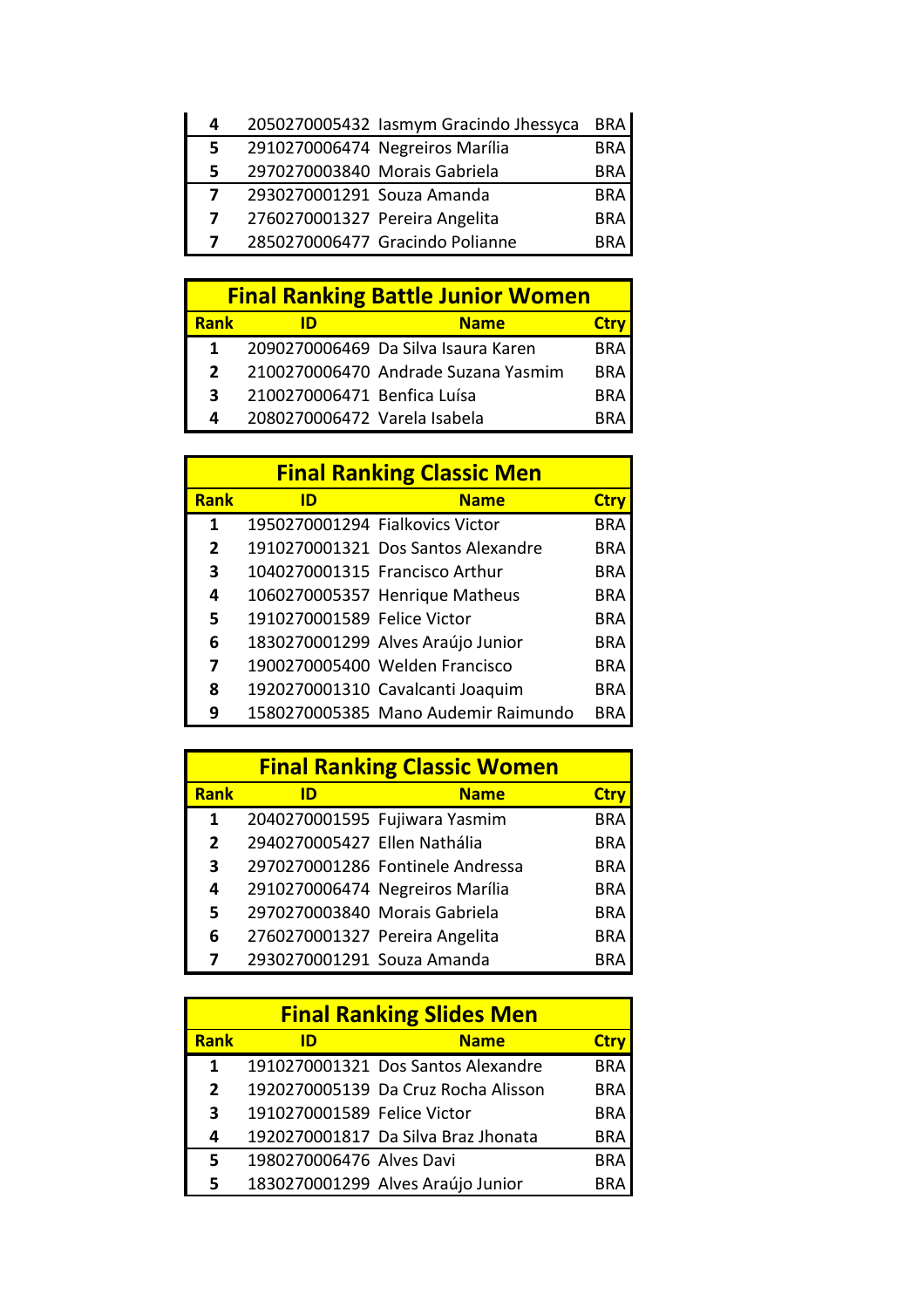| Rank | ID | Name | Ctry |
|---|---|---|---|
| 4 | 2050270005432 | Iasmym Gracindo Jhessyca | BRA |
| 5 | 2910270006474 | Negreiros Marília | BRA |
| 5 | 2970270003840 | Morais Gabriela | BRA |
| 7 | 2930270001291 | Souza Amanda | BRA |
| 7 | 2760270001327 | Pereira Angelita | BRA |
| 7 | 2850270006477 | Gracindo Polianne | BRA |

## Final Ranking Battle Junior Women

| Rank | ID | Name | Ctry |
|---|---|---|---|
| 1 | 2090270006469 | Da Silva Isaura Karen | BRA |
| 2 | 2100270006470 | Andrade Suzana Yasmim | BRA |
| 3 | 2100270006471 | Benfica Luísa | BRA |
| 4 | 2080270006472 | Varela Isabela | BRA |

## Final Ranking Classic Men

| Rank | ID | Name | Ctry |
|---|---|---|---|
| 1 | 1950270001294 | Fialkovics Victor | BRA |
| 2 | 1910270001321 | Dos Santos Alexandre | BRA |
| 3 | 1040270001315 | Francisco Arthur | BRA |
| 4 | 1060270005357 | Henrique Matheus | BRA |
| 5 | 1910270001589 | Felice Victor | BRA |
| 6 | 1830270001299 | Alves Araújo Junior | BRA |
| 7 | 1900270005400 | Welden Francisco | BRA |
| 8 | 1920270001310 | Cavalcanti Joaquim | BRA |
| 9 | 1580270005385 | Mano Audemir Raimundo | BRA |

## Final Ranking Classic Women

| Rank | ID | Name | Ctry |
|---|---|---|---|
| 1 | 2040270001595 | Fujiwara Yasmim | BRA |
| 2 | 2940270005427 | Ellen Nathália | BRA |
| 3 | 2970270001286 | Fontinele Andressa | BRA |
| 4 | 2910270006474 | Negreiros Marília | BRA |
| 5 | 2970270003840 | Morais Gabriela | BRA |
| 6 | 2760270001327 | Pereira Angelita | BRA |
| 7 | 2930270001291 | Souza Amanda | BRA |

## Final Ranking Slides Men

| Rank | ID | Name | Ctry |
|---|---|---|---|
| 1 | 1910270001321 | Dos Santos Alexandre | BRA |
| 2 | 1920270005139 | Da Cruz Rocha Alisson | BRA |
| 3 | 1910270001589 | Felice Victor | BRA |
| 4 | 1920270001817 | Da Silva Braz Jhonata | BRA |
| 5 | 1980270006476 | Alves Davi | BRA |
| 5 | 1830270001299 | Alves Araújo Junior | BRA |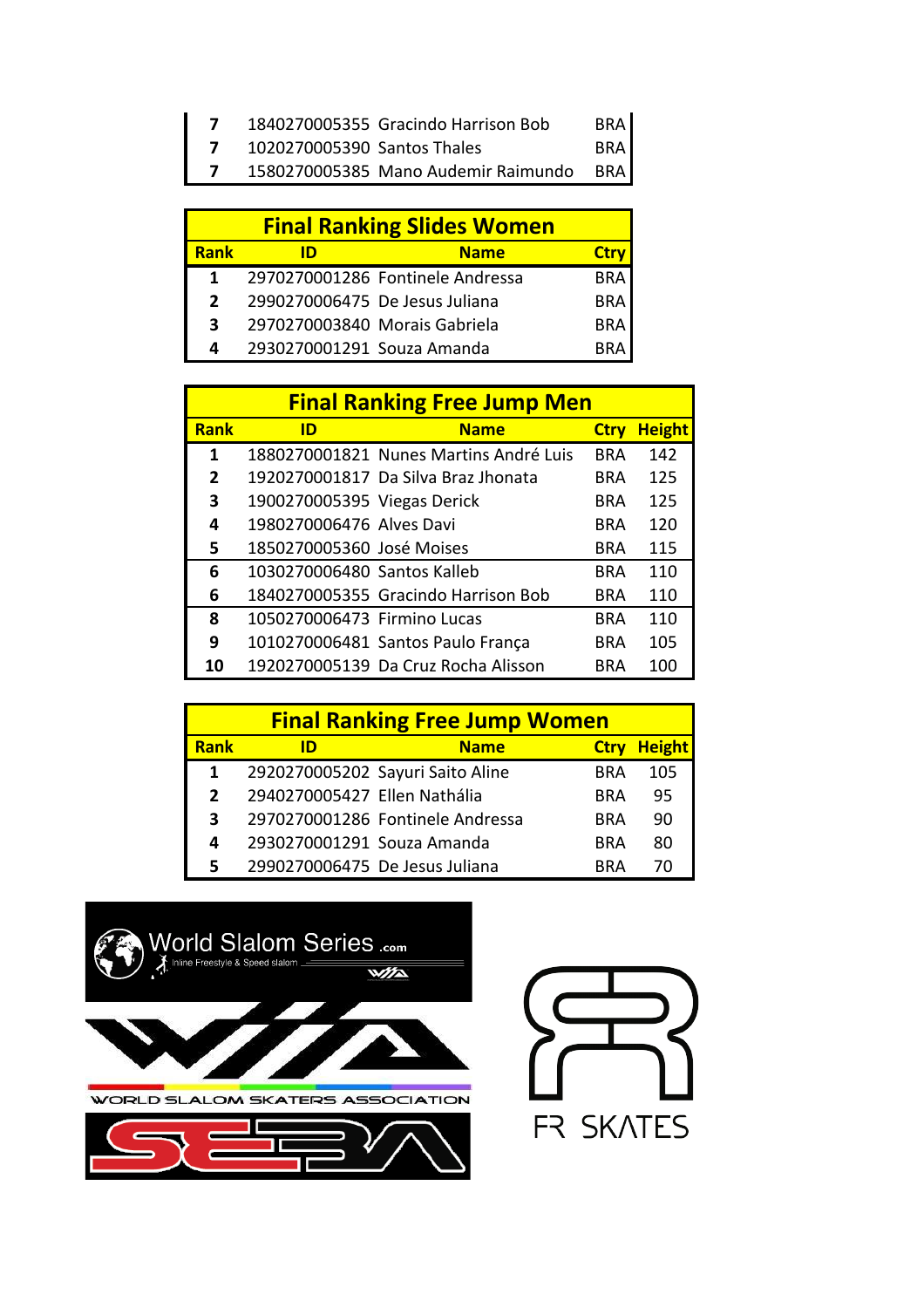| | | | |
|---|---|---|---|
| 7 | 1840270005355 | Gracindo Harrison Bob | BRA |
| 7 | 1020270005390 | Santos Thales | BRA |
| 7 | 1580270005385 | Mano Audemir Raimundo | BRA |

| Final Ranking Slides Women | | | |
|---|---|---|---|
| **Rank** | **ID** | **Name** | **Ctry** |
| 1 | 2970270001286 | Fontinele Andressa | BRA |
| 2 | 2990270006475 | De Jesus Juliana | BRA |
| 3 | 2970270003840 | Morais Gabriela | BRA |
| 4 | 2930270001291 | Souza Amanda | BRA |

| Final Ranking Free Jump Men | | | | |
|---|---|---|---|---|
| **Rank** | **ID** | **Name** | **Ctry** | **Height** |
| 1 | 1880270001821 | Nunes Martins André Luis | BRA | 142 |
| 2 | 1920270001817 | Da Silva Braz Jhonata | BRA | 125 |
| 3 | 1900270005395 | Viegas Derick | BRA | 125 |
| 4 | 1980270006476 | Alves Davi | BRA | 120 |
| 5 | 1850270005360 | José Moises | BRA | 115 |
| 6 | 1030270006480 | Santos Kalleb | BRA | 110 |
| 6 | 1840270005355 | Gracindo Harrison Bob | BRA | 110 |
| 8 | 1050270006473 | Firmino Lucas | BRA | 110 |
| 9 | 1010270006481 | Santos Paulo França | BRA | 105 |
| 10 | 1920270005139 | Da Cruz Rocha Alisson | BRA | 100 |

| Final Ranking Free Jump Women | | | | |
|---|---|---|---|---|
| **Rank** | **ID** | **Name** | **Ctry** | **Height** |
| 1 | 2920270005202 | Sayuri Saito Aline | BRA | 105 |
| 2 | 2940270005427 | Ellen Nathália | BRA | 95 |
| 3 | 2970270001286 | Fontinele Andressa | BRA | 90 |
| 4 | 2930270001291 | Souza Amanda | BRA | 80 |
| 5 | 2990270006475 | De Jesus Juliana | BRA | 70 |

World Slalom Series .com
Inline Freestyle & Speed slalom

WORLD SLALOM SKATERS ASSOCIATION

FR SKATES